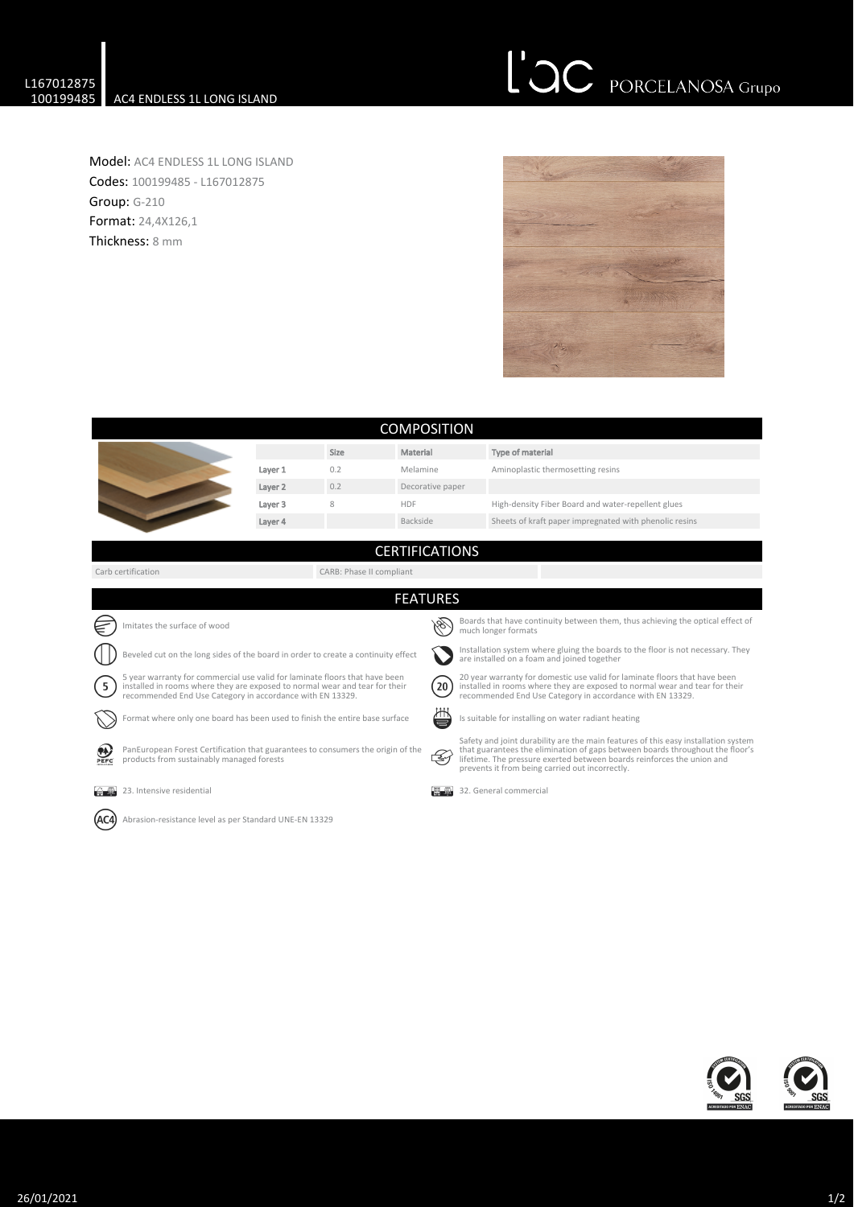L167012875
100199485 | AC4 ENDLESS 1L LONG ISLAND

L'AC PORCELANOSA Grupo

**Model:** AC4 ENDLESS 1L LONG ISLAND
**Codes:** 100199485 - L167012875
**Group:** G-210
**Format:** 24,4X126,1
**Thickness:** 8 mm

## COMPOSITION

| | Size | Material | Type of material |
|---|---|---|---|
| Layer 1 | 0.2 | Melamine | Aminoplastic thermosetting resins |
| Layer 2 | 0.2 | Decorative paper | |
| Layer 3 | 8 | HDF | High-density Fiber Board and water-repellent glues |
| Layer 4 | | Backside | Sheets of kraft paper impregnated with phenolic resins |

## CERTIFICATIONS

| Carb certification | CARB: Phase II compliant |
|---|---|

## FEATURES

- Imitates the surface of wood
- Boards that have continuity between them, thus achieving the optical effect of much longer formats
- Beveled cut on the long sides of the board in order to create a continuity effect
- Installation system where gluing the boards to the floor is not necessary. They are installed on a foam and joined together
- 5 year warranty for commercial use valid for laminate floors that have been installed in rooms where they are exposed to normal wear and tear for their recommended End Use Category in accordance with EN 13329.
- 20 year warranty for domestic use valid for laminate floors that have been installed in rooms where they are exposed to normal wear and tear for their recommended End Use Category in accordance with EN 13329.
- Format where only one board has been used to finish the entire base surface
- Is suitable for installing on water radiant heating
- PanEuropean Forest Certification that guarantees to consumers the origin of the products from sustainably managed forests
- Safety and joint durability are the main features of this easy installation system that guarantees the elimination of gaps between boards throughout the floor's lifetime. The pressure exerted between boards reinforces the union and prevents it from being carried out incorrectly.
- 23. Intensive residential
- 32. General commercial
- Abrasion-resistance level as per Standard UNE-EN 13329

26/01/2021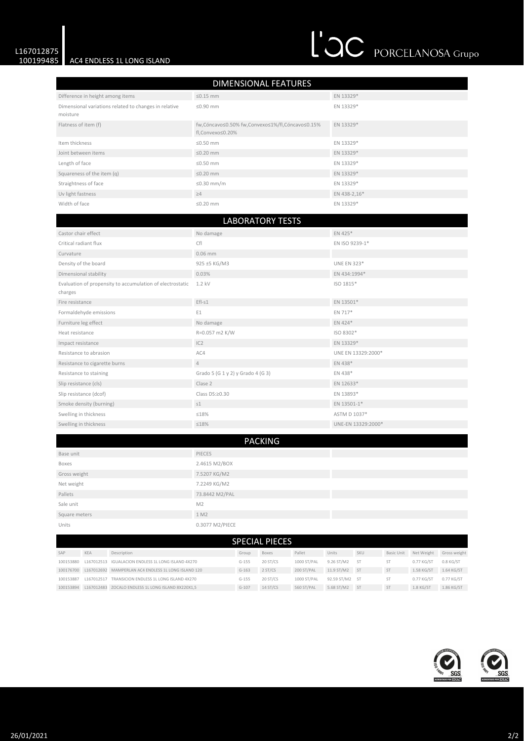L167012875
100199485 AC4 ENDLESS 1L LONG ISLAND

L'ac PORCELANOSA Grupo

## DIMENSIONAL FEATURES

| | | |
|---|---|---|
| Difference in height among items | ≤0.15 mm | EN 13329* |
| Dimensional variations related to changes in relative moisture | ≤0.90 mm | EN 13329* |
| Flatness of item (f) | fw,Cóncavo≤0.50% fw,Convexo≤1%/fl,Cóncavo≤0.15% fl,Convexo≤0.20% | EN 13329* |
| Item thickness | ≤0.50 mm | EN 13329* |
| Joint between items | ≤0.20 mm | EN 13329* |
| Length of face | ≤0.50 mm | EN 13329* |
| Squareness of the item (q) | ≤0.20 mm | EN 13329* |
| Straightness of face | ≤0.30 mm/m | EN 13329* |
| Uv light fastness | ≥4 | EN 438-2,16* |
| Width of face | ≤0.20 mm | EN 13329* |

## LABORATORY TESTS

| | | |
|---|---|---|
| Castor chair effect | No damage | EN 425* |
| Critical radiant flux | Cfl | EN ISO 9239-1* |
| Curvature | 0.06 mm | |
| Density of the board | 925 ±5 KG/M3 | UNE EN 323* |
| Dimensional stability | 0.03% | EN 434:1994* |
| Evaluation of propensity to accumulation of electrostatic charges | 1.2 kV | ISO 1815* |
| Fire resistance | Efl-s1 | EN 13501* |
| Formaldehyde emissions | E1 | EN 717* |
| Furniture leg effect | No damage | EN 424* |
| Heat resistance | R=0.057 m2 K/W | ISO 8302* |
| Impact resistance | IC2 | EN 13329* |
| Resistance to abrasion | AC4 | UNE EN 13329:2000* |
| Resistance to cigarette burns | 4 | EN 438* |
| Resistance to staining | Grado 5 (G 1 y 2) y Grado 4 (G 3) | EN 438* |
| Slip resistance (cls) | Clase 2 | EN 12633* |
| Slip resistance (dcof) | Class DS:≥0.30 | EN 13893* |
| Smoke density (burning) | s1 | EN 13501-1* |
| Swelling in thickness | ≤18% | ASTM D 1037* |
| Swelling in thickness | ≤18% | UNE-EN 13329:2000* |

## PACKING

| | | |
|---|---|---|
| Base unit | PIECES | |
| Boxes | 2.4615 M2/BOX | |
| Gross weight | 7.5207 KG/M2 | |
| Net weight | 7.2249 KG/M2 | |
| Pallets | 73.8442 M2/PAL | |
| Sale unit | M2 | |
| Square meters | 1 M2 | |
| Units | 0.3077 M2/PIECE | |

## SPECIAL PIECES

| SAP | KEA | Description | Group | Boxes | Pallet | Units | SKU | Basic Unit | Net Weight | Gross weight |
|---|---|---|---|---|---|---|---|---|---|---|
| 100153880 | L167012513 | IGUALACION ENDLESS 1L LONG ISLAND 4X270 | G-155 | 20 ST/CS | 1000 ST/PAL | 9.26 ST/M2 | ST | ST | 0.77 KG/ST | 0.8 KG/ST |
| 100176700 | L167012692 | MAMPERLAN AC4 ENDLESS 1L LONG ISLAND 120 | G-163 | 2 ST/CS | 200 ST/PAL | 11.9 ST/M2 | ST | ST | 1.58 KG/ST | 1.64 KG/ST |
| 100153887 | L167012517 | TRANSICION ENDLESS 1L LONG ISLAND 4X270 | G-155 | 20 ST/CS | 1000 ST/PAL | 92.59 ST/M2 | ST | ST | 0.77 KG/ST | 0.77 KG/ST |
| 100153894 | L167012483 | ZOCALO ENDLESS 1L LONG ISLAND 8X220X1,5 | G-107 | 14 ST/CS | 560 ST/PAL | 5.68 ST/M2 | ST | ST | 1.8 KG/ST | 1.86 KG/ST |

26/01/2021